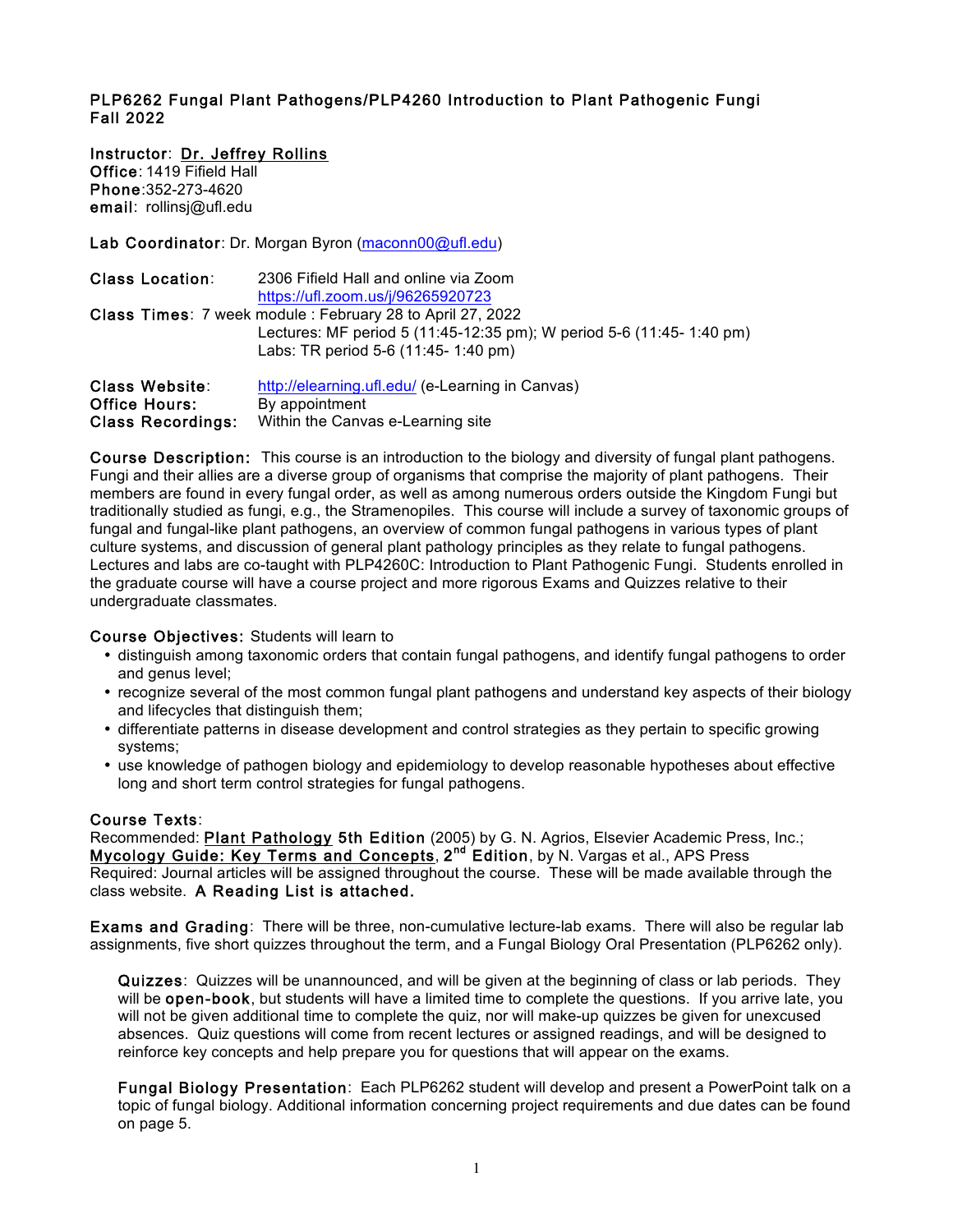# PLP6262 Fungal Plant Pathogens/PLP4260 Introduction to Plant Pathogenic Fungi
# Fall 2022

**Instructor**: Dr. Jeffrey Rollins
**Office**: 1419 Fifield Hall
**Phone**:352-273-4620
**email**: rollinsj@ufl.edu

**Lab Coordinator**: Dr. Morgan Byron (maconn00@ufl.edu)

**Class Location**: 2306 Fifield Hall and online via Zoom
https://ufl.zoom.us/j/96265920723

**Class Times**: 7 week module : February 28 to April 27, 2022
Lectures: MF period 5 (11:45-12:35 pm); W period 5-6 (11:45- 1:40 pm)
Labs: TR period 5-6 (11:45- 1:40 pm)

**Class Website**: http://elearning.ufl.edu/ (e-Learning in Canvas)
**Office Hours:** By appointment
**Class Recordings:** Within the Canvas e-Learning site

**Course Description:** This course is an introduction to the biology and diversity of fungal plant pathogens. Fungi and their allies are a diverse group of organisms that comprise the majority of plant pathogens. Their members are found in every fungal order, as well as among numerous orders outside the Kingdom Fungi but traditionally studied as fungi, e.g., the Stramenopiles. This course will include a survey of taxonomic groups of fungal and fungal-like plant pathogens, an overview of common fungal pathogens in various types of plant culture systems, and discussion of general plant pathology principles as they relate to fungal pathogens. Lectures and labs are co-taught with PLP4260C: Introduction to Plant Pathogenic Fungi. Students enrolled in the graduate course will have a course project and more rigorous Exams and Quizzes relative to their undergraduate classmates.

**Course Objectives:** Students will learn to

- distinguish among taxonomic orders that contain fungal pathogens, and identify fungal pathogens to order and genus level;
- recognize several of the most common fungal plant pathogens and understand key aspects of their biology and lifecycles that distinguish them;
- differentiate patterns in disease development and control strategies as they pertain to specific growing systems;
- use knowledge of pathogen biology and epidemiology to develop reasonable hypotheses about effective long and short term control strategies for fungal pathogens.

**Course Texts**:
Recommended: **Plant Pathology 5th Edition** (2005) by G. N. Agrios, Elsevier Academic Press, Inc.; **Mycology Guide: Key Terms and Concepts, 2nd Edition**, by N. Vargas et al., APS Press
Required: Journal articles will be assigned throughout the course. These will be made available through the class website. **A Reading List is attached.**

**Exams and Grading**: There will be three, non-cumulative lecture-lab exams. There will also be regular lab assignments, five short quizzes throughout the term, and a Fungal Biology Oral Presentation (PLP6262 only).

**Quizzes**: Quizzes will be unannounced, and will be given at the beginning of class or lab periods. They will be **open-book**, but students will have a limited time to complete the questions. If you arrive late, you will not be given additional time to complete the quiz, nor will make-up quizzes be given for unexcused absences. Quiz questions will come from recent lectures or assigned readings, and will be designed to reinforce key concepts and help prepare you for questions that will appear on the exams.

**Fungal Biology Presentation**: Each PLP6262 student will develop and present a PowerPoint talk on a topic of fungal biology. Additional information concerning project requirements and due dates can be found on page 5.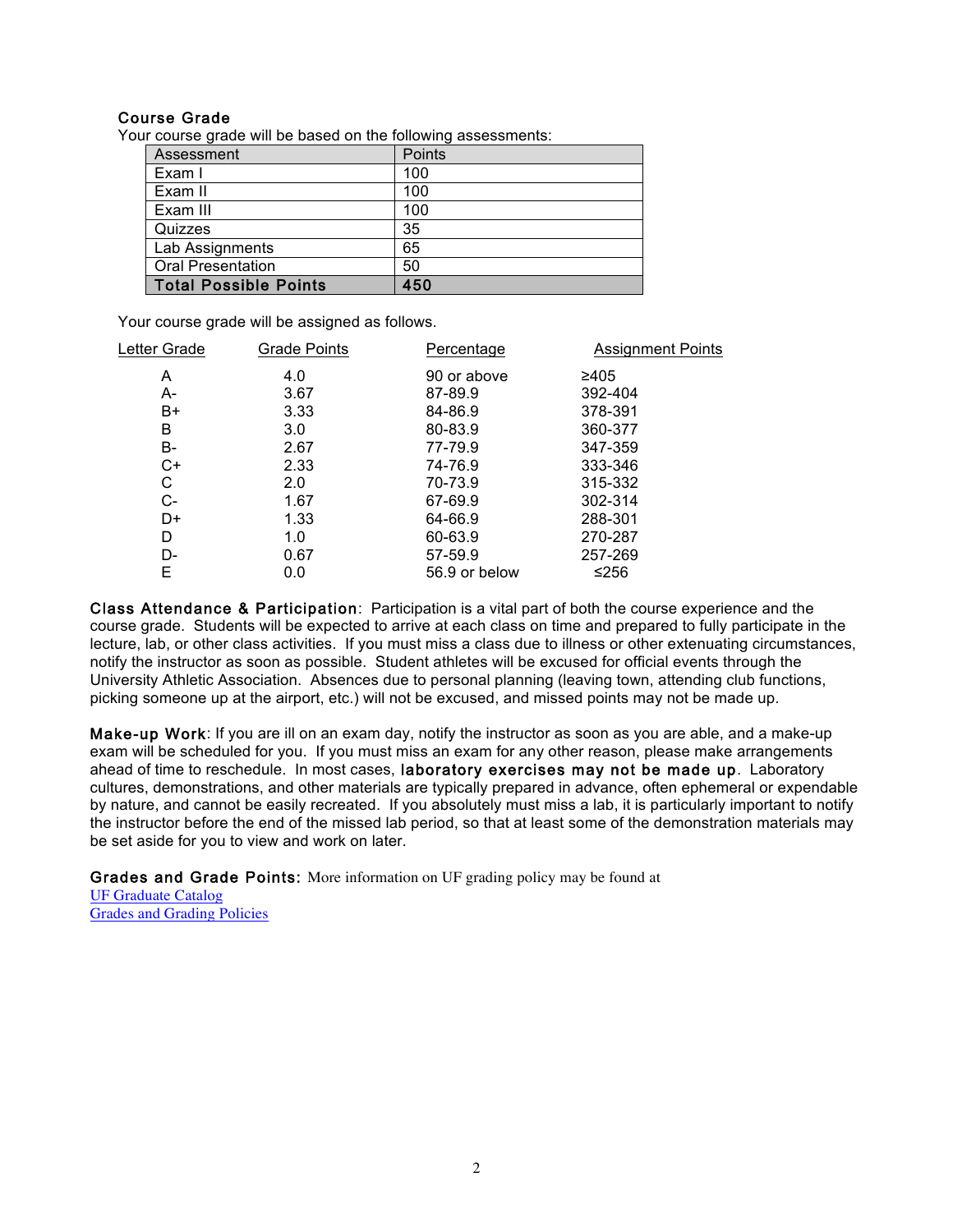### Course Grade

Your course grade will be based on the following assessments:

| Assessment | Points |
|---|---|
| Exam I | 100 |
| Exam II | 100 |
| Exam III | 100 |
| Quizzes | 35 |
| Lab Assignments | 65 |
| Oral Presentation | 50 |
| **Total Possible Points** | **450** |

Your course grade will be assigned as follows.

| Letter Grade | Grade Points | Percentage | Assignment Points |
|---|---|---|---|
| A | 4.0 | 90 or above | ≥405 |
| A- | 3.67 | 87-89.9 | 392-404 |
| B+ | 3.33 | 84-86.9 | 378-391 |
| B | 3.0 | 80-83.9 | 360-377 |
| B- | 2.67 | 77-79.9 | 347-359 |
| C+ | 2.33 | 74-76.9 | 333-346 |
| C | 2.0 | 70-73.9 | 315-332 |
| C- | 1.67 | 67-69.9 | 302-314 |
| D+ | 1.33 | 64-66.9 | 288-301 |
| D | 1.0 | 60-63.9 | 270-287 |
| D- | 0.67 | 57-59.9 | 257-269 |
| E | 0.0 | 56.9 or below | ≤256 |

**Class Attendance & Participation**: Participation is a vital part of both the course experience and the course grade. Students will be expected to arrive at each class on time and prepared to fully participate in the lecture, lab, or other class activities. If you must miss a class due to illness or other extenuating circumstances, notify the instructor as soon as possible. Student athletes will be excused for official events through the University Athletic Association. Absences due to personal planning (leaving town, attending club functions, picking someone up at the airport, etc.) will not be excused, and missed points may not be made up.

**Make-up Work**: If you are ill on an exam day, notify the instructor as soon as you are able, and a make-up exam will be scheduled for you. If you must miss an exam for any other reason, please make arrangements ahead of time to reschedule. In most cases, **laboratory exercises may not be made up**. Laboratory cultures, demonstrations, and other materials are typically prepared in advance, often ephemeral or expendable by nature, and cannot be easily recreated. If you absolutely must miss a lab, it is particularly important to notify the instructor before the end of the missed lab period, so that at least some of the demonstration materials may be set aside for you to view and work on later.

**Grades and Grade Points:** More information on UF grading policy may be found at
UF Graduate Catalog
Grades and Grading Policies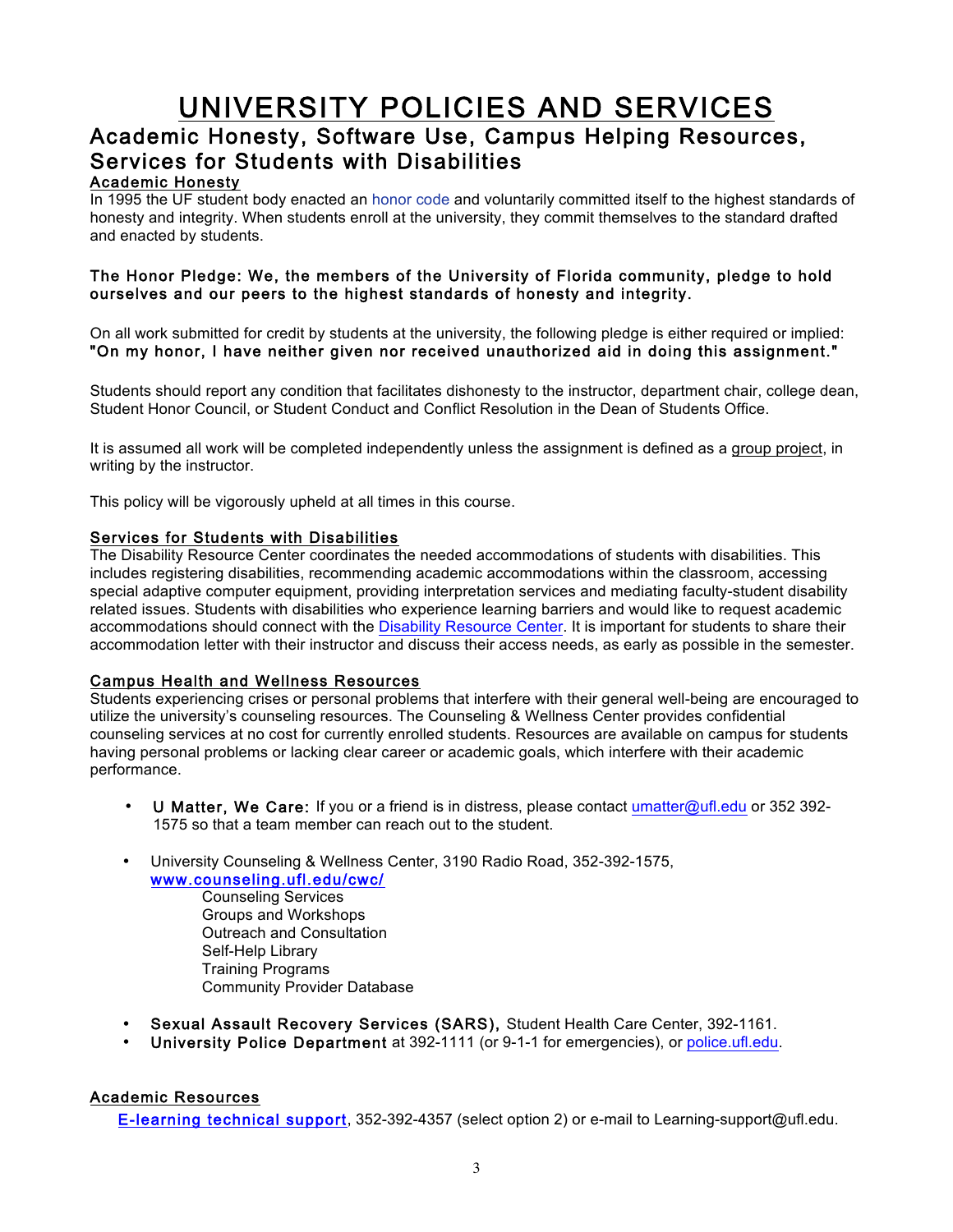# UNIVERSITY POLICIES AND SERVICES

## Academic Honesty, Software Use, Campus Helping Resources, Services for Students with Disabilities

### Academic Honesty

In 1995 the UF student body enacted an honor code and voluntarily committed itself to the highest standards of honesty and integrity. When students enroll at the university, they commit themselves to the standard drafted and enacted by students.

**The Honor Pledge: We, the members of the University of Florida community, pledge to hold ourselves and our peers to the highest standards of honesty and integrity.**

On all work submitted for credit by students at the university, the following pledge is either required or implied: **"On my honor, I have neither given nor received unauthorized aid in doing this assignment."**

Students should report any condition that facilitates dishonesty to the instructor, department chair, college dean, Student Honor Council, or Student Conduct and Conflict Resolution in the Dean of Students Office.

It is assumed all work will be completed independently unless the assignment is defined as a group project, in writing by the instructor.

This policy will be vigorously upheld at all times in this course.

### Services for Students with Disabilities

The Disability Resource Center coordinates the needed accommodations of students with disabilities. This includes registering disabilities, recommending academic accommodations within the classroom, accessing special adaptive computer equipment, providing interpretation services and mediating faculty-student disability related issues. Students with disabilities who experience learning barriers and would like to request academic accommodations should connect with the Disability Resource Center. It is important for students to share their accommodation letter with their instructor and discuss their access needs, as early as possible in the semester.

### Campus Health and Wellness Resources

Students experiencing crises or personal problems that interfere with their general well-being are encouraged to utilize the university's counseling resources. The Counseling & Wellness Center provides confidential counseling services at no cost for currently enrolled students. Resources are available on campus for students having personal problems or lacking clear career or academic goals, which interfere with their academic performance.

- **U Matter, We Care:** If you or a friend is in distress, please contact umatter@ufl.edu or 352 392-1575 so that a team member can reach out to the student.

- University Counseling & Wellness Center, 3190 Radio Road, 352-392-1575, **www.counseling.ufl.edu/cwc/**
  - Counseling Services
  - Groups and Workshops
  - Outreach and Consultation
  - Self-Help Library
  - Training Programs
  - Community Provider Database

- **Sexual Assault Recovery Services (SARS),** Student Health Care Center, 392-1161.
- **University Police Department** at 392-1111 (or 9-1-1 for emergencies), or police.ufl.edu.

### Academic Resources

E-learning technical support, 352-392-4357 (select option 2) or e-mail to Learning-support@ufl.edu.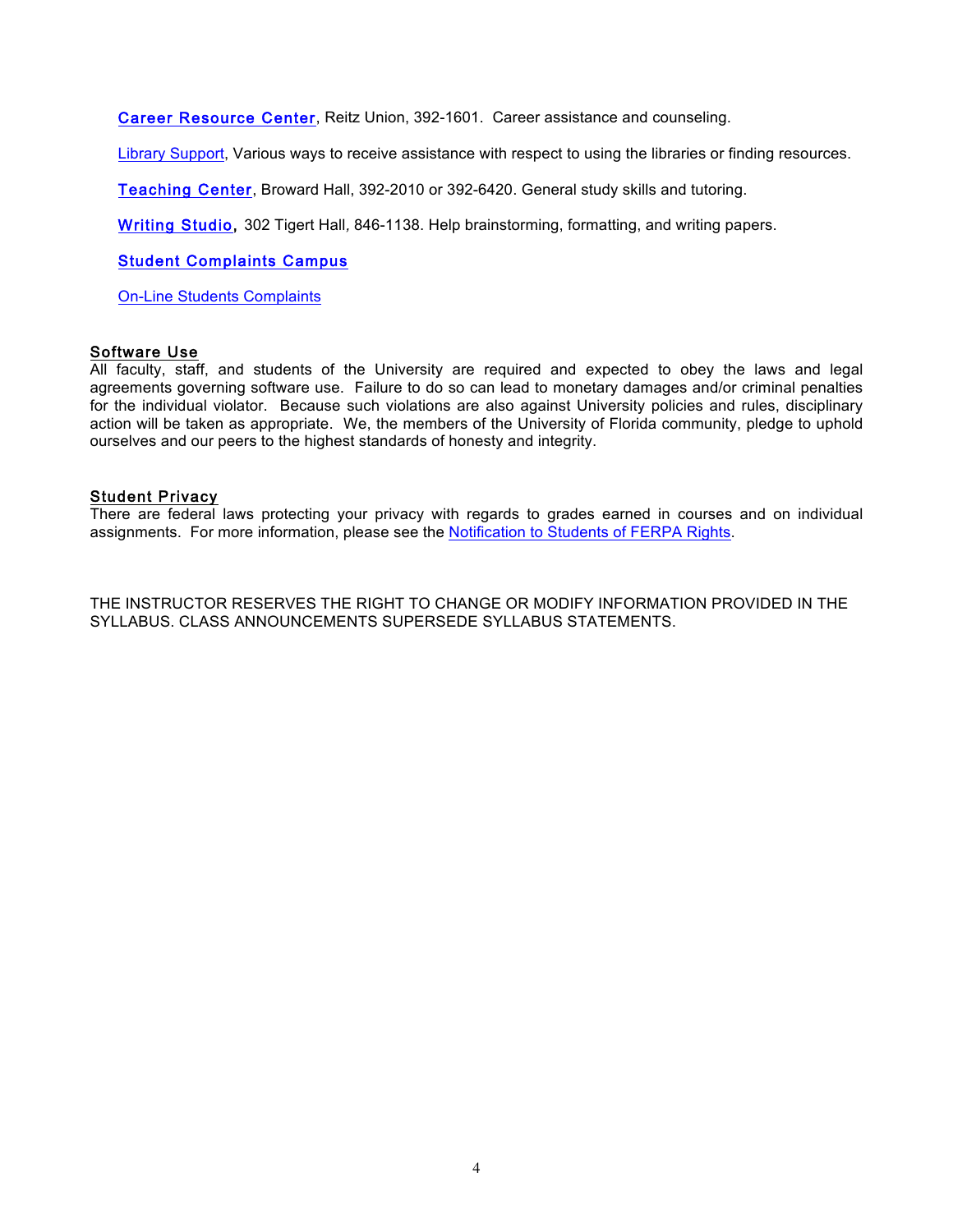**Career Resource Center**, Reitz Union, 392-1601. Career assistance and counseling.

Library Support, Various ways to receive assistance with respect to using the libraries or finding resources.

**Teaching Center**, Broward Hall, 392-2010 or 392-6420. General study skills and tutoring.

**Writing Studio**, 302 Tigert Hall, 846-1138. Help brainstorming, formatting, and writing papers.

**Student Complaints Campus**

On-Line Students Complaints

## Software Use

All faculty, staff, and students of the University are required and expected to obey the laws and legal agreements governing software use. Failure to do so can lead to monetary damages and/or criminal penalties for the individual violator. Because such violations are also against University policies and rules, disciplinary action will be taken as appropriate. We, the members of the University of Florida community, pledge to uphold ourselves and our peers to the highest standards of honesty and integrity.

## Student Privacy

There are federal laws protecting your privacy with regards to grades earned in courses and on individual assignments. For more information, please see the Notification to Students of FERPA Rights.

THE INSTRUCTOR RESERVES THE RIGHT TO CHANGE OR MODIFY INFORMATION PROVIDED IN THE SYLLABUS. CLASS ANNOUNCEMENTS SUPERSEDE SYLLABUS STATEMENTS.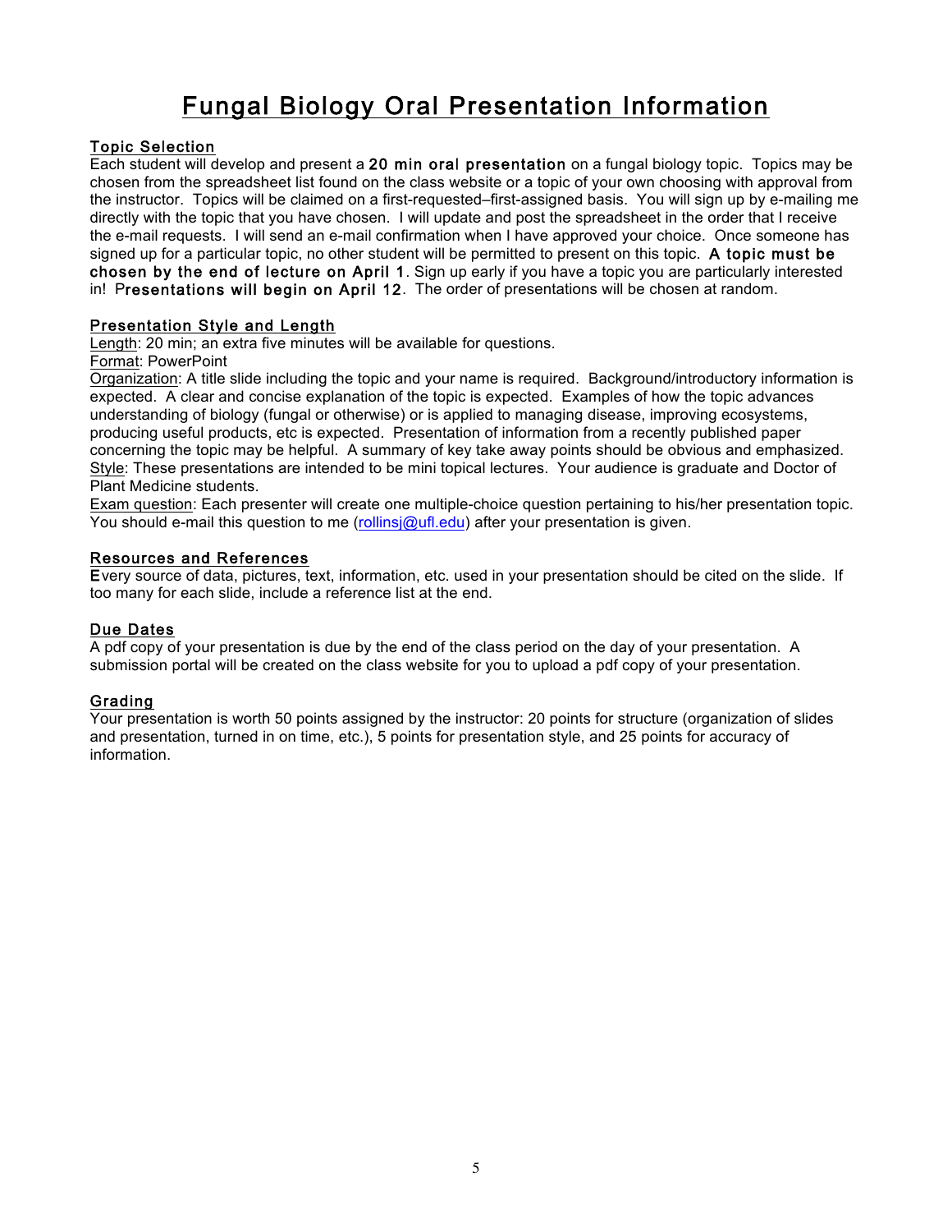# Fungal Biology Oral Presentation Information

## Topic Selection

Each student will develop and present a **20 min oral presentation** on a fungal biology topic. Topics may be chosen from the spreadsheet list found on the class website or a topic of your own choosing with approval from the instructor. Topics will be claimed on a first-requested–first-assigned basis. You will sign up by e-mailing me directly with the topic that you have chosen. I will update and post the spreadsheet in the order that I receive the e-mail requests. I will send an e-mail confirmation when I have approved your choice. Once someone has signed up for a particular topic, no other student will be permitted to present on this topic. **A topic must be chosen by the end of lecture on April 1**. Sign up early if you have a topic you are particularly interested in! P**resentations will begin on April 12**. The order of presentations will be chosen at random.

## Presentation Style and Length

Length: 20 min; an extra five minutes will be available for questions.

Format: PowerPoint

Organization: A title slide including the topic and your name is required. Background/introductory information is expected. A clear and concise explanation of the topic is expected. Examples of how the topic advances understanding of biology (fungal or otherwise) or is applied to managing disease, improving ecosystems, producing useful products, etc is expected. Presentation of information from a recently published paper concerning the topic may be helpful. A summary of key take away points should be obvious and emphasized.

Style: These presentations are intended to be mini topical lectures. Your audience is graduate and Doctor of Plant Medicine students.

Exam question: Each presenter will create one multiple-choice question pertaining to his/her presentation topic. You should e-mail this question to me (rollinsj@ufl.edu) after your presentation is given.

## Resources and References

Every source of data, pictures, text, information, etc. used in your presentation should be cited on the slide. If too many for each slide, include a reference list at the end.

## Due Dates

A pdf copy of your presentation is due by the end of the class period on the day of your presentation. A submission portal will be created on the class website for you to upload a pdf copy of your presentation.

## Grading

Your presentation is worth 50 points assigned by the instructor: 20 points for structure (organization of slides and presentation, turned in on time, etc.), 5 points for presentation style, and 25 points for accuracy of information.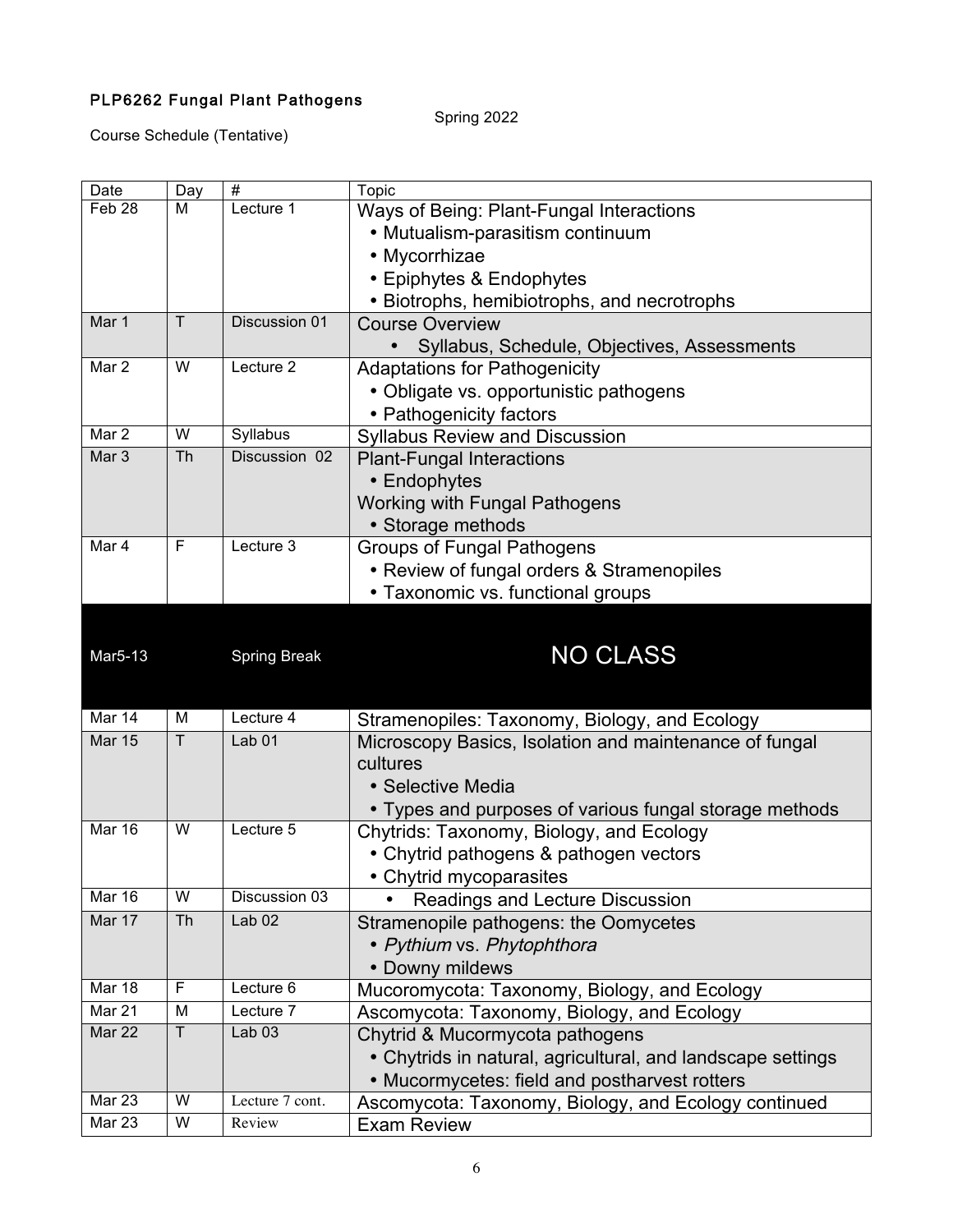**PLP6262 Fungal Plant Pathogens**

Spring 2022

Course Schedule (Tentative)

| Date | Day | # | Topic |
|---|---|---|---|
| Feb 28 | M | Lecture 1 | Ways of Being: Plant-Fungal Interactions<br>• Mutualism-parasitism continuum<br>• Mycorrhizae<br>• Epiphytes & Endophytes<br>• Biotrophs, hemibiotrophs, and necrotrophs |
| Mar 1 | T | Discussion 01 | Course Overview<br>• Syllabus, Schedule, Objectives, Assessments |
| Mar 2 | W | Lecture 2 | Adaptations for Pathogenicity<br>• Obligate vs. opportunistic pathogens<br>• Pathogenicity factors |
| Mar 2 | W | Syllabus | Syllabus Review and Discussion |
| Mar 3 | Th | Discussion 02 | Plant-Fungal Interactions<br>• Endophytes<br>Working with Fungal Pathogens<br>• Storage methods |
| Mar 4 | F | Lecture 3 | Groups of Fungal Pathogens<br>• Review of fungal orders & Stramenopiles<br>• Taxonomic vs. functional groups |
| Mar5-13 | | Spring Break | NO CLASS |
| Mar 14 | M | Lecture 4 | Stramenopiles: Taxonomy, Biology, and Ecology |
| Mar 15 | T | Lab 01 | Microscopy Basics, Isolation and maintenance of fungal cultures<br>• Selective Media<br>• Types and purposes of various fungal storage methods |
| Mar 16 | W | Lecture 5 | Chytrids: Taxonomy, Biology, and Ecology<br>• Chytrid pathogens & pathogen vectors<br>• Chytrid mycoparasites |
| Mar 16 | W | Discussion 03 | • Readings and Lecture Discussion |
| Mar 17 | Th | Lab 02 | Stramenopile pathogens: the Oomycetes<br>• *Pythium* vs. *Phytophthora*<br>• Downy mildews |
| Mar 18 | F | Lecture 6 | Mucoromycota: Taxonomy, Biology, and Ecology |
| Mar 21 | M | Lecture 7 | Ascomycota: Taxonomy, Biology, and Ecology |
| Mar 22 | T | Lab 03 | Chytrid & Mucormycota pathogens<br>• Chytrids in natural, agricultural, and landscape settings<br>• Mucormycetes: field and postharvest rotters |
| Mar 23 | W | Lecture 7 cont. | Ascomycota: Taxonomy, Biology, and Ecology continued |
| Mar 23 | W | Review | Exam Review |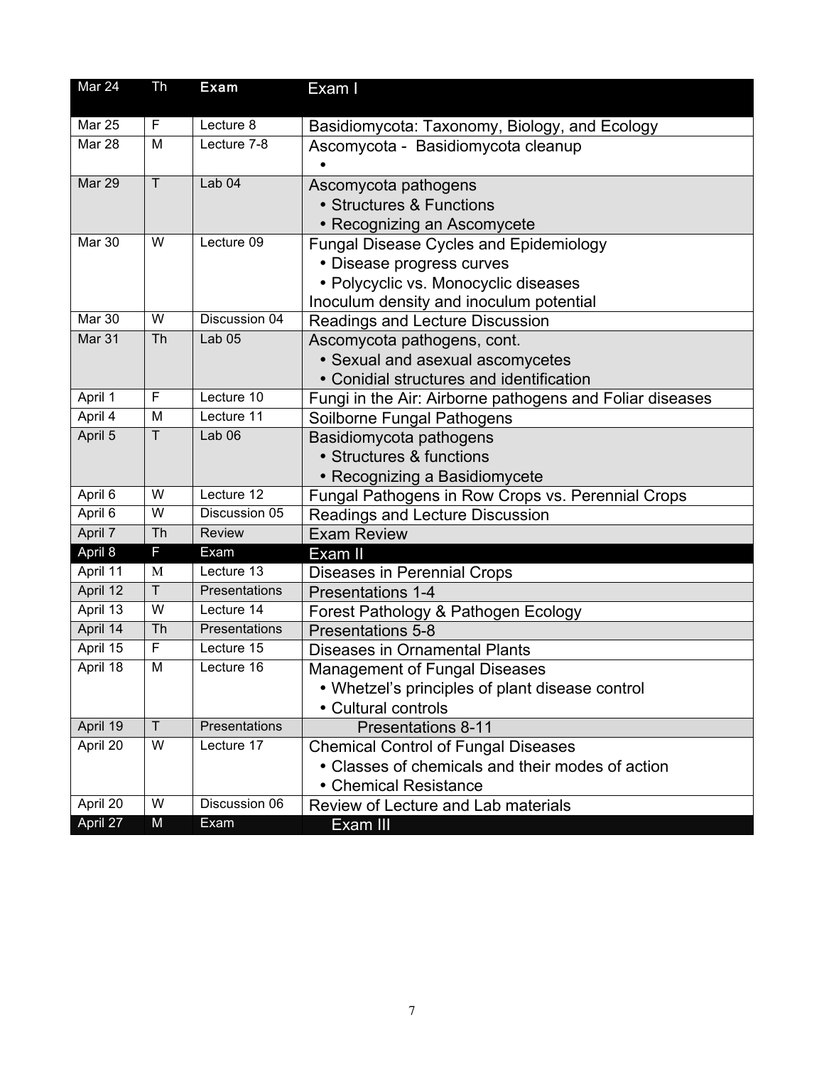| Mar 24 | Th | **Exam** | Exam I |
|---|---|---|---|
| Mar 25 | F | Lecture 8 | Basidiomycota: Taxonomy, Biology, and Ecology |
| Mar 28 | M | Lecture 7-8 | Ascomycota - Basidiomycota cleanup<br>• |
| Mar 29 | T | Lab 04 | Ascomycota pathogens<br>• Structures & Functions<br>• Recognizing an Ascomycete |
| Mar 30 | W | Lecture 09 | Fungal Disease Cycles and Epidemiology<br>• Disease progress curves<br>• Polycyclic vs. Monocyclic diseases<br>Inoculum density and inoculum potential |
| Mar 30 | W | Discussion 04 | Readings and Lecture Discussion |
| Mar 31 | Th | Lab 05 | Ascomycota pathogens, cont.<br>• Sexual and asexual ascomycetes<br>• Conidial structures and identification |
| April 1 | F | Lecture 10 | Fungi in the Air: Airborne pathogens and Foliar diseases |
| April 4 | M | Lecture 11 | Soilborne Fungal Pathogens |
| April 5 | T | Lab 06 | Basidiomycota pathogens<br>• Structures & functions<br>• Recognizing a Basidiomycete |
| April 6 | W | Lecture 12 | Fungal Pathogens in Row Crops vs. Perennial Crops |
| April 6 | W | Discussion 05 | Readings and Lecture Discussion |
| April 7 | Th | Review | Exam Review |
| April 8 | F | Exam | Exam II |
| April 11 | M | Lecture 13 | Diseases in Perennial Crops |
| April 12 | T | Presentations | Presentations 1-4 |
| April 13 | W | Lecture 14 | Forest Pathology & Pathogen Ecology |
| April 14 | Th | Presentations | Presentations 5-8 |
| April 15 | F | Lecture 15 | Diseases in Ornamental Plants |
| April 18 | M | Lecture 16 | Management of Fungal Diseases<br>• Whetzel's principles of plant disease control<br>• Cultural controls |
| April 19 | T | Presentations | Presentations 8-11 |
| April 20 | W | Lecture 17 | Chemical Control of Fungal Diseases<br>• Classes of chemicals and their modes of action<br>• Chemical Resistance |
| April 20 | W | Discussion 06 | Review of Lecture and Lab materials |
| April 27 | M | Exam | Exam III |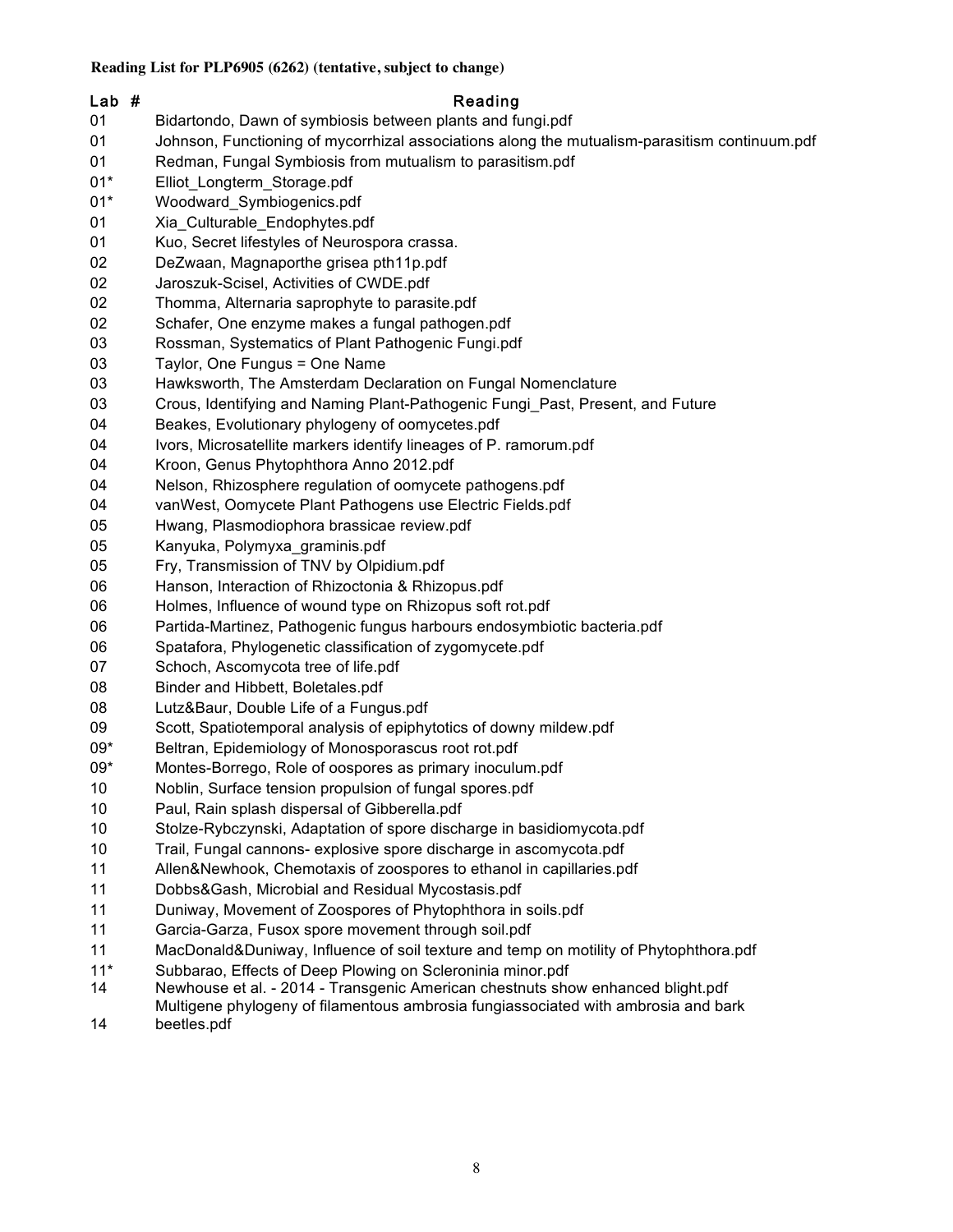**Reading List for PLP6905 (6262) (tentative, subject to change)**

| Lab # | Reading |
|---|---|
| 01 | Bidartondo, Dawn of symbiosis between plants and fungi.pdf |
| 01 | Johnson, Functioning of mycorrhizal associations along the mutualism-parasitism continuum.pdf |
| 01 | Redman, Fungal Symbiosis from mutualism to parasitism.pdf |
| 01* | Elliot_Longterm_Storage.pdf |
| 01* | Woodward_Symbiogenics.pdf |
| 01 | Xia_Culturable_Endophytes.pdf |
| 01 | Kuo, Secret lifestyles of Neurospora crassa. |
| 02 | DeZwaan, Magnaporthe grisea pth11p.pdf |
| 02 | Jaroszuk-Scisel, Activities of CWDE.pdf |
| 02 | Thomma, Alternaria saprophyte to parasite.pdf |
| 02 | Schafer, One enzyme makes a fungal pathogen.pdf |
| 03 | Rossman, Systematics of Plant Pathogenic Fungi.pdf |
| 03 | Taylor, One Fungus = One Name |
| 03 | Hawksworth, The Amsterdam Declaration on Fungal Nomenclature |
| 03 | Crous, Identifying and Naming Plant-Pathogenic Fungi_Past, Present, and Future |
| 04 | Beakes, Evolutionary phylogeny of oomycetes.pdf |
| 04 | Ivors, Microsatellite markers identify lineages of P. ramorum.pdf |
| 04 | Kroon, Genus Phytophthora Anno 2012.pdf |
| 04 | Nelson, Rhizosphere regulation of oomycete pathogens.pdf |
| 04 | vanWest, Oomycete Plant Pathogens use Electric Fields.pdf |
| 05 | Hwang, Plasmodiophora brassicae review.pdf |
| 05 | Kanyuka, Polymyxa_graminis.pdf |
| 05 | Fry, Transmission of TNV by Olpidium.pdf |
| 06 | Hanson, Interaction of Rhizoctonia & Rhizopus.pdf |
| 06 | Holmes, Influence of wound type on Rhizopus soft rot.pdf |
| 06 | Partida-Martinez, Pathogenic fungus harbours endosymbiotic bacteria.pdf |
| 06 | Spatafora, Phylogenetic classification of zygomycete.pdf |
| 07 | Schoch, Ascomycota tree of life.pdf |
| 08 | Binder and Hibbett, Boletales.pdf |
| 08 | Lutz&Baur, Double Life of a Fungus.pdf |
| 09 | Scott, Spatiotemporal analysis of epiphytotics of downy mildew.pdf |
| 09* | Beltran, Epidemiology of Monosporascus root rot.pdf |
| 09* | Montes-Borrego, Role of oospores as primary inoculum.pdf |
| 10 | Noblin, Surface tension propulsion of fungal spores.pdf |
| 10 | Paul, Rain splash dispersal of Gibberella.pdf |
| 10 | Stolze-Rybczynski, Adaptation of spore discharge in basidiomycota.pdf |
| 10 | Trail, Fungal cannons- explosive spore discharge in ascomycota.pdf |
| 11 | Allen&Newhook, Chemotaxis of zoospores to ethanol in capillaries.pdf |
| 11 | Dobbs&Gash, Microbial and Residual Mycostasis.pdf |
| 11 | Duniway, Movement of Zoospores of Phytophthora in soils.pdf |
| 11 | Garcia-Garza, Fusox spore movement through soil.pdf |
| 11 | MacDonald&Duniway, Influence of soil texture and temp on motility of Phytophthora.pdf |
| 11* | Subbarao, Effects of Deep Plowing on Scleroninia minor.pdf |
| 14 | Newhouse et al. - 2014 - Transgenic American chestnuts show enhanced blight.pdf |
| 14 | Multigene phylogeny of filamentous ambrosia fungiassociated with ambrosia and bark beetles.pdf |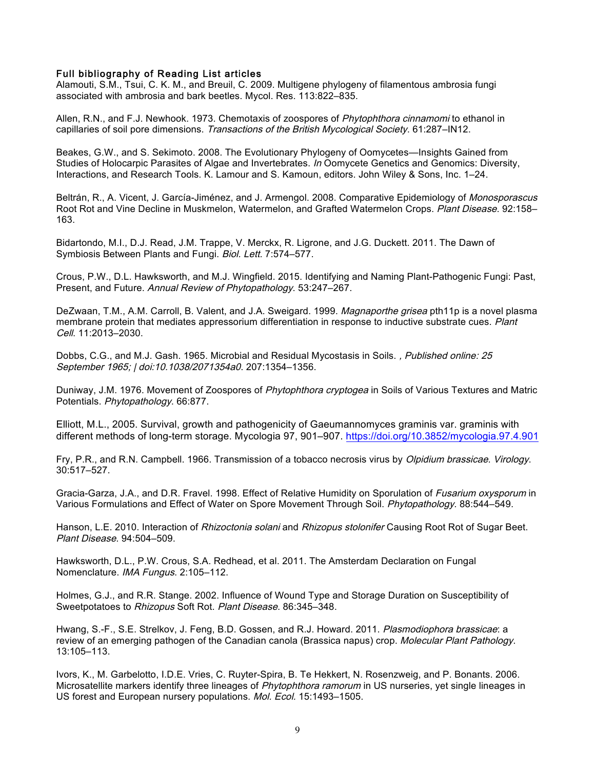**Full bibliography of Reading List articles**

Alamouti, S.M., Tsui, C. K. M., and Breuil, C. 2009. Multigene phylogeny of filamentous ambrosia fungi associated with ambrosia and bark beetles. Mycol. Res. 113:822–835.

Allen, R.N., and F.J. Newhook. 1973. Chemotaxis of zoospores of *Phytophthora cinnamomi* to ethanol in capillaries of soil pore dimensions. *Transactions of the British Mycological Society*. 61:287–IN12.

Beakes, G.W., and S. Sekimoto. 2008. The Evolutionary Phylogeny of Oomycetes—Insights Gained from Studies of Holocarpic Parasites of Algae and Invertebrates. *In* Oomycete Genetics and Genomics: Diversity, Interactions, and Research Tools. K. Lamour and S. Kamoun, editors. John Wiley & Sons, Inc. 1–24.

Beltrán, R., A. Vicent, J. García-Jiménez, and J. Armengol. 2008. Comparative Epidemiology of *Monosporascus* Root Rot and Vine Decline in Muskmelon, Watermelon, and Grafted Watermelon Crops. *Plant Disease*. 92:158–163.

Bidartondo, M.I., D.J. Read, J.M. Trappe, V. Merckx, R. Ligrone, and J.G. Duckett. 2011. The Dawn of Symbiosis Between Plants and Fungi. *Biol. Lett.* 7:574–577.

Crous, P.W., D.L. Hawksworth, and M.J. Wingfield. 2015. Identifying and Naming Plant-Pathogenic Fungi: Past, Present, and Future. *Annual Review of Phytopathology*. 53:247–267.

DeZwaan, T.M., A.M. Carroll, B. Valent, and J.A. Sweigard. 1999. *Magnaporthe grisea* pth11p is a novel plasma membrane protein that mediates appressorium differentiation in response to inductive substrate cues. *Plant Cell*. 11:2013–2030.

Dobbs, C.G., and M.J. Gash. 1965. Microbial and Residual Mycostasis in Soils. *, Published online: 25 September 1965; | doi:10.1038/2071354a0*. 207:1354–1356.

Duniway, J.M. 1976. Movement of Zoospores of *Phytophthora cryptogea* in Soils of Various Textures and Matric Potentials. *Phytopathology*. 66:877.

Elliott, M.L., 2005. Survival, growth and pathogenicity of Gaeumannomyces graminis var. graminis with different methods of long-term storage. Mycologia 97, 901–907. https://doi.org/10.3852/mycologia.97.4.901

Fry, P.R., and R.N. Campbell. 1966. Transmission of a tobacco necrosis virus by *Olpidium brassicae*. *Virology*. 30:517–527.

Gracia-Garza, J.A., and D.R. Fravel. 1998. Effect of Relative Humidity on Sporulation of *Fusarium oxysporum* in Various Formulations and Effect of Water on Spore Movement Through Soil. *Phytopathology*. 88:544–549.

Hanson, L.E. 2010. Interaction of *Rhizoctonia solani* and *Rhizopus stolonifer* Causing Root Rot of Sugar Beet. *Plant Disease*. 94:504–509.

Hawksworth, D.L., P.W. Crous, S.A. Redhead, et al. 2011. The Amsterdam Declaration on Fungal Nomenclature. *IMA Fungus*. 2:105–112.

Holmes, G.J., and R.R. Stange. 2002. Influence of Wound Type and Storage Duration on Susceptibility of Sweetpotatoes to *Rhizopus* Soft Rot. *Plant Disease*. 86:345–348.

Hwang, S.-F., S.E. Strelkov, J. Feng, B.D. Gossen, and R.J. Howard. 2011. *Plasmodiophora brassicae*: a review of an emerging pathogen of the Canadian canola (Brassica napus) crop. *Molecular Plant Pathology*. 13:105–113.

Ivors, K., M. Garbelotto, I.D.E. Vries, C. Ruyter-Spira, B. Te Hekkert, N. Rosenzweig, and P. Bonants. 2006. Microsatellite markers identify three lineages of *Phytophthora ramorum* in US nurseries, yet single lineages in US forest and European nursery populations. *Mol. Ecol.* 15:1493–1505.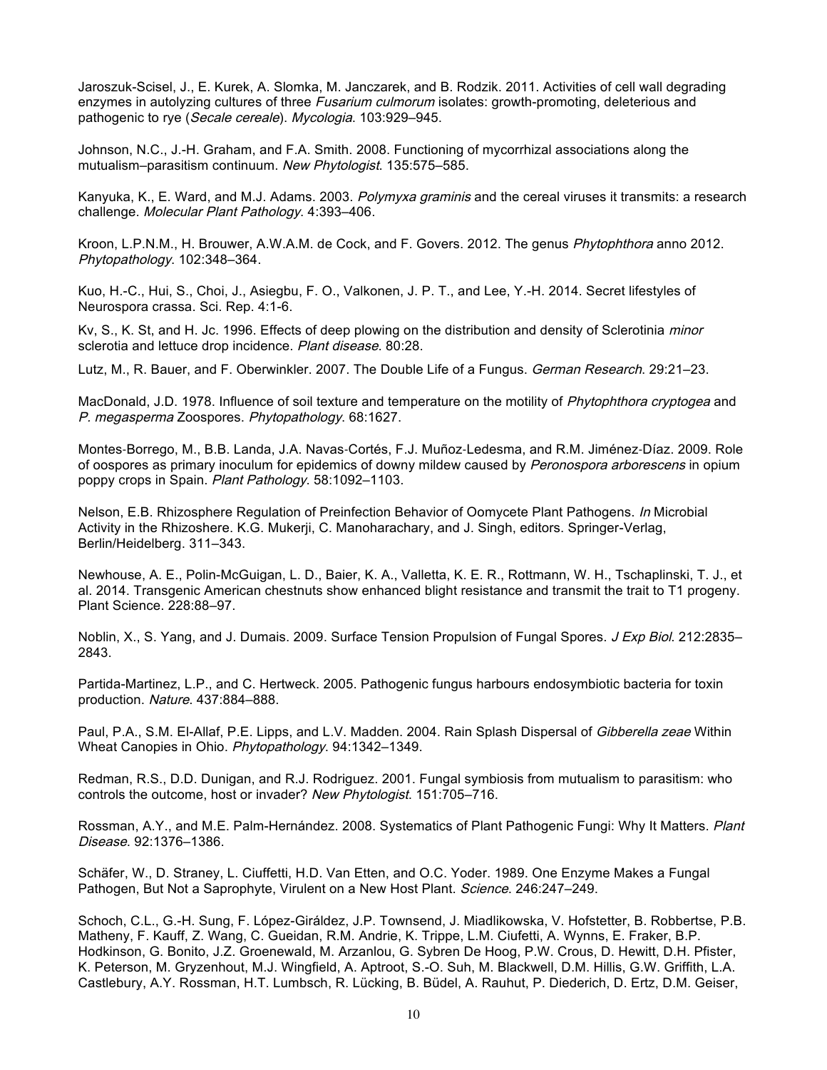Jaroszuk-Scisel, J., E. Kurek, A. Slomka, M. Janczarek, and B. Rodzik. 2011. Activities of cell wall degrading enzymes in autolyzing cultures of three *Fusarium culmorum* isolates: growth-promoting, deleterious and pathogenic to rye (*Secale cereale*). *Mycologia*. 103:929–945.

Johnson, N.C., J.-H. Graham, and F.A. Smith. 2008. Functioning of mycorrhizal associations along the mutualism–parasitism continuum. *New Phytologist*. 135:575–585.

Kanyuka, K., E. Ward, and M.J. Adams. 2003. *Polymyxa graminis* and the cereal viruses it transmits: a research challenge. *Molecular Plant Pathology*. 4:393–406.

Kroon, L.P.N.M., H. Brouwer, A.W.A.M. de Cock, and F. Govers. 2012. The genus *Phytophthora* anno 2012. *Phytopathology*. 102:348–364.

Kuo, H.-C., Hui, S., Choi, J., Asiegbu, F. O., Valkonen, J. P. T., and Lee, Y.-H. 2014. Secret lifestyles of Neurospora crassa. Sci. Rep. 4:1-6.

Kv, S., K. St, and H. Jc. 1996. Effects of deep plowing on the distribution and density of Sclerotinia *minor* sclerotia and lettuce drop incidence. *Plant disease*. 80:28.

Lutz, M., R. Bauer, and F. Oberwinkler. 2007. The Double Life of a Fungus. *German Research*. 29:21–23.

MacDonald, J.D. 1978. Influence of soil texture and temperature on the motility of *Phytophthora cryptogea* and *P. megasperma* Zoospores. *Phytopathology*. 68:1627.

Montes-Borrego, M., B.B. Landa, J.A. Navas-Cortés, F.J. Muñoz-Ledesma, and R.M. Jiménez-Díaz. 2009. Role of oospores as primary inoculum for epidemics of downy mildew caused by *Peronospora arborescens* in opium poppy crops in Spain. *Plant Pathology*. 58:1092–1103.

Nelson, E.B. Rhizosphere Regulation of Preinfection Behavior of Oomycete Plant Pathogens. *In* Microbial Activity in the Rhizoshere. K.G. Mukerji, C. Manoharachary, and J. Singh, editors. Springer-Verlag, Berlin/Heidelberg. 311–343.

Newhouse, A. E., Polin-McGuigan, L. D., Baier, K. A., Valletta, K. E. R., Rottmann, W. H., Tschaplinski, T. J., et al. 2014. Transgenic American chestnuts show enhanced blight resistance and transmit the trait to T1 progeny. Plant Science. 228:88–97.

Noblin, X., S. Yang, and J. Dumais. 2009. Surface Tension Propulsion of Fungal Spores. *J Exp Biol*. 212:2835–2843.

Partida-Martinez, L.P., and C. Hertweck. 2005. Pathogenic fungus harbours endosymbiotic bacteria for toxin production. *Nature*. 437:884–888.

Paul, P.A., S.M. El-Allaf, P.E. Lipps, and L.V. Madden. 2004. Rain Splash Dispersal of *Gibberella zeae* Within Wheat Canopies in Ohio. *Phytopathology*. 94:1342–1349.

Redman, R.S., D.D. Dunigan, and R.J. Rodriguez. 2001. Fungal symbiosis from mutualism to parasitism: who controls the outcome, host or invader? *New Phytologist*. 151:705–716.

Rossman, A.Y., and M.E. Palm-Hernández. 2008. Systematics of Plant Pathogenic Fungi: Why It Matters. *Plant Disease*. 92:1376–1386.

Schäfer, W., D. Straney, L. Ciuffetti, H.D. Van Etten, and O.C. Yoder. 1989. One Enzyme Makes a Fungal Pathogen, But Not a Saprophyte, Virulent on a New Host Plant. *Science*. 246:247–249.

Schoch, C.L., G.-H. Sung, F. López-Giráldez, J.P. Townsend, J. Miadlikowska, V. Hofstetter, B. Robbertse, P.B. Matheny, F. Kauff, Z. Wang, C. Gueidan, R.M. Andrie, K. Trippe, L.M. Ciufetti, A. Wynns, E. Fraker, B.P. Hodkinson, G. Bonito, J.Z. Groenewald, M. Arzanlou, G. Sybren De Hoog, P.W. Crous, D. Hewitt, D.H. Pfister, K. Peterson, M. Gryzenhout, M.J. Wingfield, A. Aptroot, S.-O. Suh, M. Blackwell, D.M. Hillis, G.W. Griffith, L.A. Castlebury, A.Y. Rossman, H.T. Lumbsch, R. Lücking, B. Büdel, A. Rauhut, P. Diederich, D. Ertz, D.M. Geiser,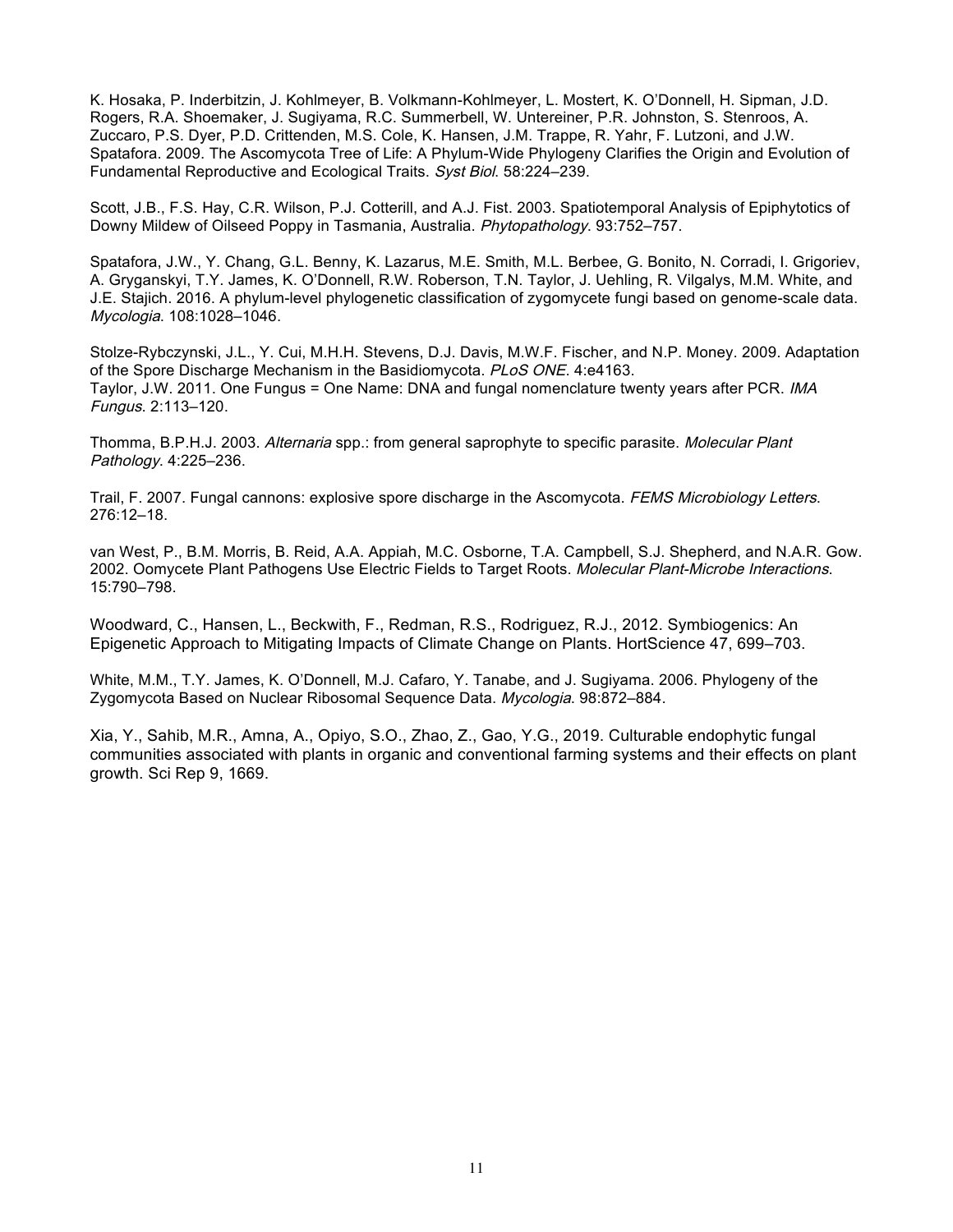K. Hosaka, P. Inderbitzin, J. Kohlmeyer, B. Volkmann-Kohlmeyer, L. Mostert, K. O'Donnell, H. Sipman, J.D. Rogers, R.A. Shoemaker, J. Sugiyama, R.C. Summerbell, W. Untereiner, P.R. Johnston, S. Stenroos, A. Zuccaro, P.S. Dyer, P.D. Crittenden, M.S. Cole, K. Hansen, J.M. Trappe, R. Yahr, F. Lutzoni, and J.W. Spatafora. 2009. The Ascomycota Tree of Life: A Phylum-Wide Phylogeny Clarifies the Origin and Evolution of Fundamental Reproductive and Ecological Traits. *Syst Biol*. 58:224–239.

Scott, J.B., F.S. Hay, C.R. Wilson, P.J. Cotterill, and A.J. Fist. 2003. Spatiotemporal Analysis of Epiphytotics of Downy Mildew of Oilseed Poppy in Tasmania, Australia. *Phytopathology*. 93:752–757.

Spatafora, J.W., Y. Chang, G.L. Benny, K. Lazarus, M.E. Smith, M.L. Berbee, G. Bonito, N. Corradi, I. Grigoriev, A. Gryganskyi, T.Y. James, K. O'Donnell, R.W. Roberson, T.N. Taylor, J. Uehling, R. Vilgalys, M.M. White, and J.E. Stajich. 2016. A phylum-level phylogenetic classification of zygomycete fungi based on genome-scale data. *Mycologia*. 108:1028–1046.

Stolze-Rybczynski, J.L., Y. Cui, M.H.H. Stevens, D.J. Davis, M.W.F. Fischer, and N.P. Money. 2009. Adaptation of the Spore Discharge Mechanism in the Basidiomycota. *PLoS ONE*. 4:e4163.
Taylor, J.W. 2011. One Fungus = One Name: DNA and fungal nomenclature twenty years after PCR. *IMA Fungus*. 2:113–120.

Thomma, B.P.H.J. 2003. *Alternaria* spp.: from general saprophyte to specific parasite. *Molecular Plant Pathology*. 4:225–236.

Trail, F. 2007. Fungal cannons: explosive spore discharge in the Ascomycota. *FEMS Microbiology Letters*. 276:12–18.

van West, P., B.M. Morris, B. Reid, A.A. Appiah, M.C. Osborne, T.A. Campbell, S.J. Shepherd, and N.A.R. Gow. 2002. Oomycete Plant Pathogens Use Electric Fields to Target Roots. *Molecular Plant-Microbe Interactions*. 15:790–798.

Woodward, C., Hansen, L., Beckwith, F., Redman, R.S., Rodriguez, R.J., 2012. Symbiogenics: An Epigenetic Approach to Mitigating Impacts of Climate Change on Plants. HortScience 47, 699–703.

White, M.M., T.Y. James, K. O'Donnell, M.J. Cafaro, Y. Tanabe, and J. Sugiyama. 2006. Phylogeny of the Zygomycota Based on Nuclear Ribosomal Sequence Data. *Mycologia*. 98:872–884.

Xia, Y., Sahib, M.R., Amna, A., Opiyo, S.O., Zhao, Z., Gao, Y.G., 2019. Culturable endophytic fungal communities associated with plants in organic and conventional farming systems and their effects on plant growth. Sci Rep 9, 1669.